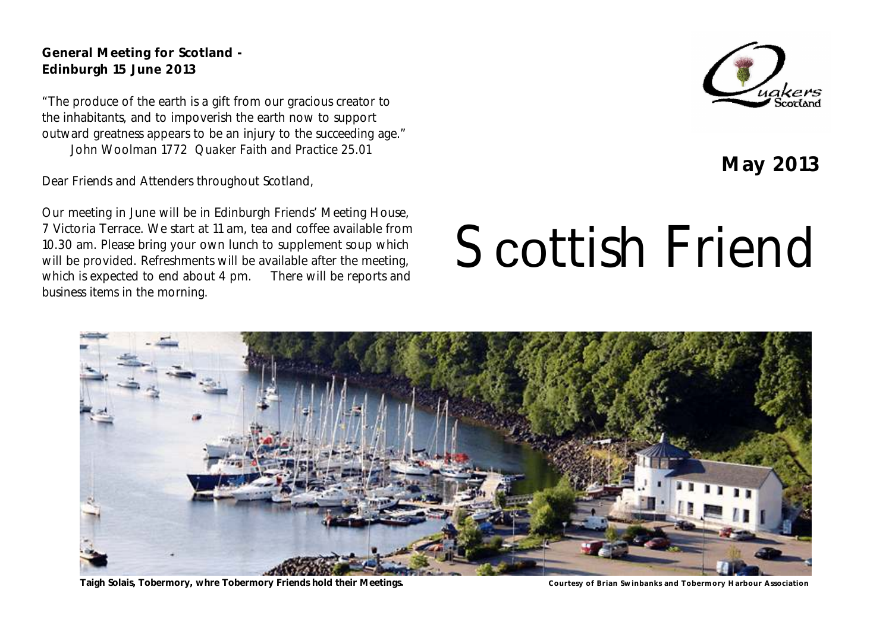# Scottish Friend

**May 2013**

**General Meeting for Scotland - Edinburgh 15 June 2013**

"The produce of the earth is a gift from our gracious creator to the inhabitants, and to impoverish the earth now to support outward greatness appears to be an injury to the succeeding age."
John Woolman 1772 *Quaker Faith and Practice* 25.01

Dear Friends and Attenders throughout Scotland,

Our meeting in June will be in Edinburgh Friends' Meeting House, 7 Victoria Terrace. We start at 11 am, tea and coffee available from 10.30 am. Please bring your own lunch to supplement soup which will be provided. Refreshments will be available after the meeting, which is expected to end about 4 pm. There will be reports and business items in the morning.

**Taigh Solais, Tobermory, whre Tobermory Friends hold their Meetings.** **Courtesy of Brian Swinbanks and Tobermory Harbour Association**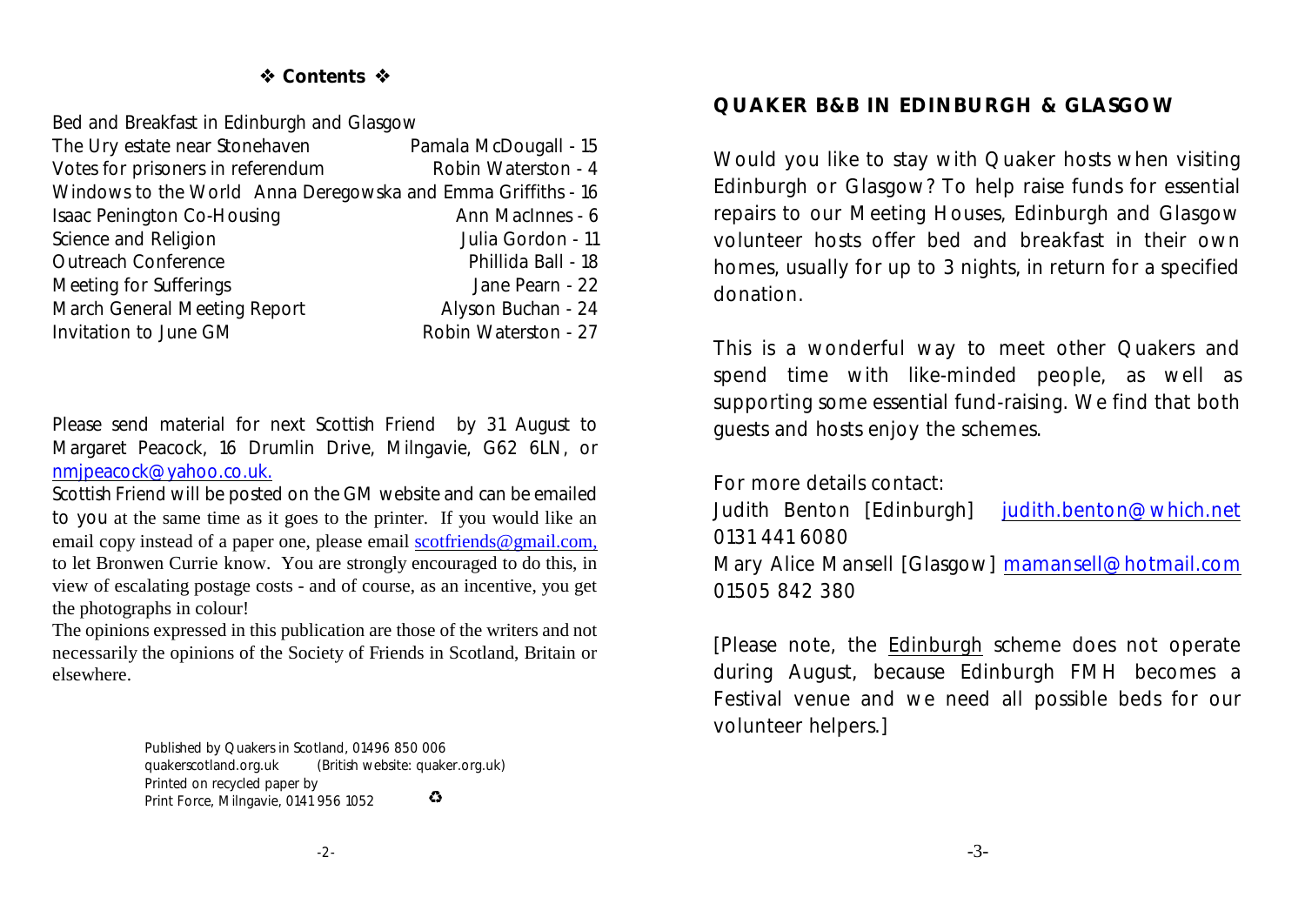## ❖ Contents ❖

| | |
|---|---|
| Bed and Breakfast in Edinburgh and Glasgow | |
| The Ury estate near Stonehaven | Pamala McDougall - 15 |
| Votes for prisoners in referendum | Robin Waterston - 4 |
| Windows to the World | Anna Deregowska and Emma Griffiths - 16 |
| Isaac Penington Co-Housing | Ann MacInnes - 6 |
| Science and Religion | Julia Gordon - 11 |
| Outreach Conference | Phillida Ball - 18 |
| Meeting for Sufferings | Jane Pearn - 22 |
| March General Meeting Report | Alyson Buchan - 24 |
| Invitation to June GM | Robin Waterston - 27 |

Please send material for next Scottish Friend by 31 August to Margaret Peacock, 16 Drumlin Drive, Milngavie, G62 6LN, or nmjpeacock@yahoo.co.uk.

Scottish Friend will be posted on the GM website and can be emailed to you at the same time as it goes to the printer. If you would like an email copy instead of a paper one, please email scotfriends@gmail.com, to let Bronwen Currie know. You are strongly encouraged to do this, in view of escalating postage costs - and of course, as an incentive, you get the photographs in colour!

The opinions expressed in this publication are those of the writers and not necessarily the opinions of the Society of Friends in Scotland, Britain or elsewhere.

Published by Quakers in Scotland, 01496 850 006
quakerscotland.org.uk (British website: quaker.org.uk)
Printed on recycled paper by
Print Force, Milngavie, 0141 956 1052 ♻

## QUAKER B&B IN EDINBURGH & GLASGOW

Would you like to stay with Quaker hosts when visiting Edinburgh or Glasgow? To help raise funds for essential repairs to our Meeting Houses, Edinburgh and Glasgow volunteer hosts offer bed and breakfast in their own homes, usually for up to 3 nights, in return for a specified donation.

This is a wonderful way to meet other Quakers and spend time with like-minded people, as well as supporting some essential fund-raising. We find that both guests and hosts enjoy the schemes.

For more details contact:
Judith Benton [Edinburgh] judith.benton@which.net 0131 441 6080
Mary Alice Mansell [Glasgow] mamansell@hotmail.com 01505 842 380

[Please note, the Edinburgh scheme does not operate during August, because Edinburgh FMH becomes a Festival venue and we need all possible beds for our volunteer helpers.]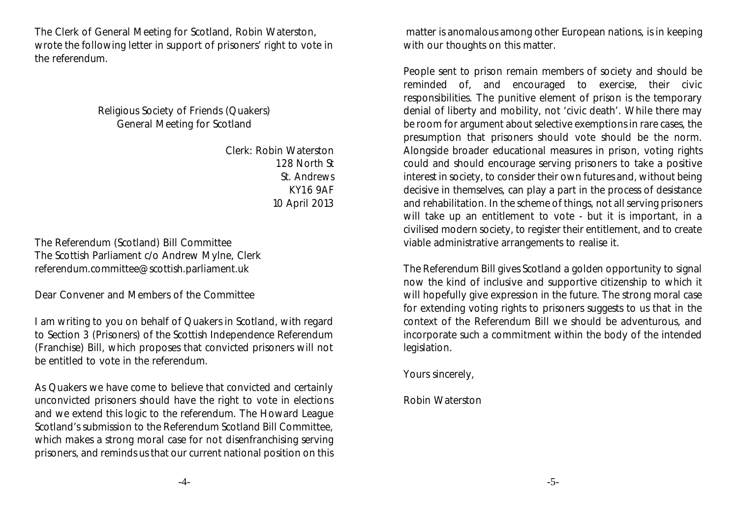The Clerk of General Meeting for Scotland, Robin Waterston, wrote the following letter in support of prisoners' right to vote in the referendum.

Religious Society of Friends (Quakers)
General Meeting for Scotland

Clerk: Robin Waterston
128 North St
St. Andrews
KY16 9AF
10 April 2013

The Referendum (Scotland) Bill Committee
The Scottish Parliament c/o Andrew Mylne, Clerk
referendum.committee@scottish.parliament.uk

Dear Convener and Members of the Committee

I am writing to you on behalf of Quakers in Scotland, with regard to Section 3 (Prisoners) of the Scottish Independence Referendum (Franchise) Bill, which proposes that convicted prisoners will not be entitled to vote in the referendum.

As Quakers we have come to believe that convicted and certainly unconvicted prisoners should have the right to vote in elections and we extend this logic to the referendum. The Howard League Scotland's submission to the Referendum Scotland Bill Committee, which makes a strong moral case for not disenfranchising serving prisoners, and reminds us that our current national position on this matter is anomalous among other European nations, is in keeping with our thoughts on this matter.

People sent to prison remain members of society and should be reminded of, and encouraged to exercise, their civic responsibilities. The punitive element of prison is the temporary denial of liberty and mobility, not 'civic death'. While there may be room for argument about selective exemptions in rare cases, the presumption that prisoners should vote should be the norm. Alongside broader educational measures in prison, voting rights could and should encourage serving prisoners to take a positive interest in society, to consider their own futures and, without being decisive in themselves, can play a part in the process of desistance and rehabilitation. In the scheme of things, not all serving prisoners will take up an entitlement to vote - but it is important, in a civilised modern society, to register their entitlement, and to create viable administrative arrangements to realise it.

The Referendum Bill gives Scotland a golden opportunity to signal now the kind of inclusive and supportive citizenship to which it will hopefully give expression in the future. The strong moral case for extending voting rights to prisoners suggests to us that in the context of the Referendum Bill we should be adventurous, and incorporate such a commitment within the body of the intended legislation.

Yours sincerely,

Robin Waterston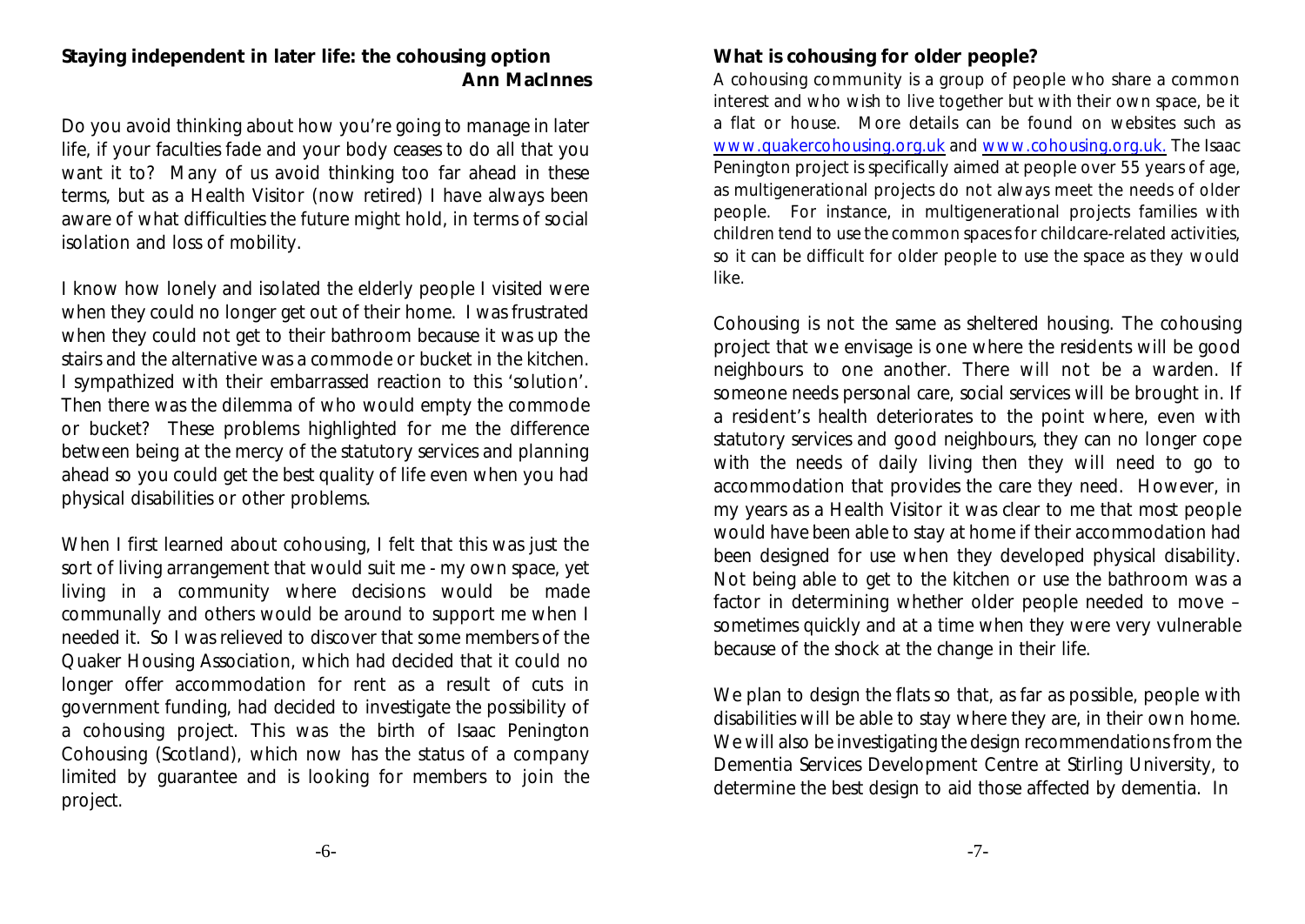### Staying independent in later life: the cohousing option

**Ann MacInnes**

Do you avoid thinking about how you're going to manage in later life, if your faculties fade and your body ceases to do all that you want it to? Many of us avoid thinking too far ahead in these terms, but as a Health Visitor (now retired) I have always been aware of what difficulties the future might hold, in terms of social isolation and loss of mobility.

I know how lonely and isolated the elderly people I visited were when they could no longer get out of their home. I was frustrated when they could not get to their bathroom because it was up the stairs and the alternative was a commode or bucket in the kitchen. I sympathized with their embarrassed reaction to this 'solution'. Then there was the dilemma of who would empty the commode or bucket? These problems highlighted for me the difference between being at the mercy of the statutory services and planning ahead so you could get the best quality of life even when you had physical disabilities or other problems.

When I first learned about cohousing, I felt that this was just the sort of living arrangement that would suit me - my own space, yet living in a community where decisions would be made communally and others would be around to support me when I needed it. So I was relieved to discover that some members of the Quaker Housing Association, which had decided that it could no longer offer accommodation for rent as a result of cuts in government funding, had decided to investigate the possibility of a cohousing project. This was the birth of Isaac Penington Cohousing (Scotland), which now has the status of a company limited by guarantee and is looking for members to join the project.

### What is cohousing for older people?

A cohousing community is a group of people who share a common interest and who wish to live together but with their own space, be it a flat or house. More details can be found on websites such as [www.quakercohousing.org.uk](http://www.quakercohousing.org.uk) and [www.cohousing.org.uk](http://www.cohousing.org.uk). The Isaac Penington project is specifically aimed at people over 55 years of age, as multigenerational projects do not always meet the needs of older people. For instance, in multigenerational projects families with children tend to use the common spaces for childcare-related activities, so it can be difficult for older people to use the space as they would like.

Cohousing is not the same as sheltered housing. The cohousing project that we envisage is one where the residents will be good neighbours to one another. There will not be a warden. If someone needs personal care, social services will be brought in. If a resident's health deteriorates to the point where, even with statutory services and good neighbours, they can no longer cope with the needs of daily living then they will need to go to accommodation that provides the care they need. However, in my years as a Health Visitor it was clear to me that most people would have been able to stay at home if their accommodation had been designed for use when they developed physical disability. Not being able to get to the kitchen or use the bathroom was a factor in determining whether older people needed to move – sometimes quickly and at a time when they were very vulnerable because of the shock at the change in their life.

We plan to design the flats so that, as far as possible, people with disabilities will be able to stay where they are, in their own home. We will also be investigating the design recommendations from the Dementia Services Development Centre at Stirling University, to determine the best design to aid those affected by dementia. In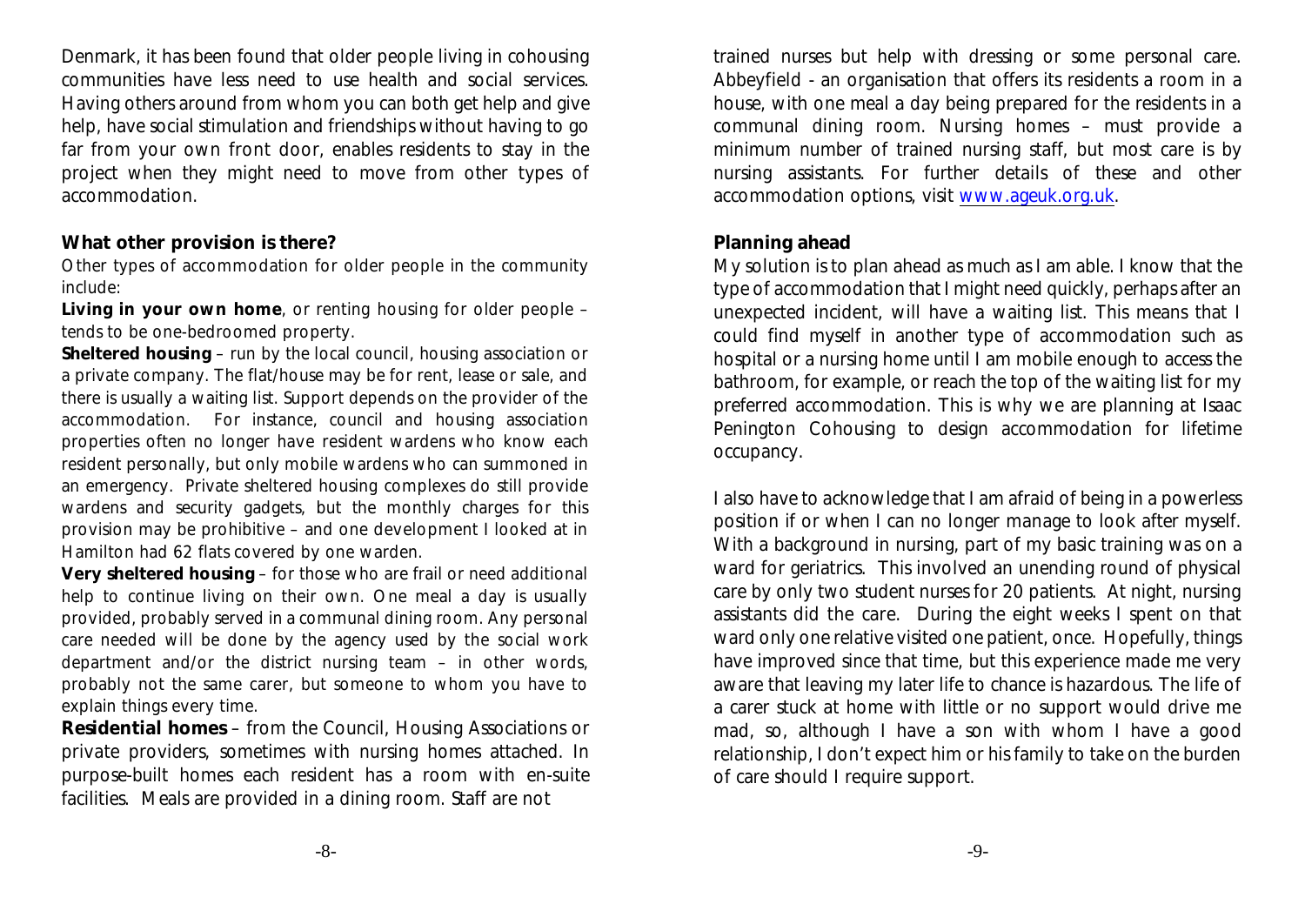Denmark, it has been found that older people living in cohousing communities have less need to use health and social services. Having others around from whom you can both get help and give help, have social stimulation and friendships without having to go far from your own front door, enables residents to stay in the project when they might need to move from other types of accommodation.

**What other provision is there?**

Other types of accommodation for older people in the community include:

**Living in your own home**, or renting housing for older people – tends to be one-bedroomed property.

**Sheltered housing** – run by the local council, housing association or a private company. The flat/house may be for rent, lease or sale, and there is usually a waiting list. Support depends on the provider of the accommodation. For instance, council and housing association properties often no longer have resident wardens who know each resident personally, but only mobile wardens who can summoned in an emergency. Private sheltered housing complexes do still provide wardens and security gadgets, but the monthly charges for this provision may be prohibitive – and one development I looked at in Hamilton had 62 flats covered by one warden.

**Very sheltered housing** – for those who are frail or need additional help to continue living on their own. One meal a day is usually provided, probably served in a communal dining room. Any personal care needed will be done by the agency used by the social work department and/or the district nursing team – in other words, probably not the same carer, but someone to whom you have to explain things every time.

**Residential homes** – from the Council, Housing Associations or private providers, sometimes with nursing homes attached. In purpose-built homes each resident has a room with en-suite facilities. Meals are provided in a dining room. Staff are not trained nurses but help with dressing or some personal care. Abbeyfield - an organisation that offers its residents a room in a house, with one meal a day being prepared for the residents in a communal dining room. Nursing homes – must provide a minimum number of trained nursing staff, but most care is by nursing assistants. For further details of these and other accommodation options, visit www.ageuk.org.uk.

**Planning ahead**

My solution is to plan ahead as much as I am able. I know that the type of accommodation that I might need quickly, perhaps after an unexpected incident, will have a waiting list. This means that I could find myself in another type of accommodation such as hospital or a nursing home until I am mobile enough to access the bathroom, for example, or reach the top of the waiting list for my preferred accommodation. This is why we are planning at Isaac Penington Cohousing to design accommodation for lifetime occupancy.

I also have to acknowledge that I am afraid of being in a powerless position if or when I can no longer manage to look after myself. With a background in nursing, part of my basic training was on a ward for geriatrics. This involved an unending round of physical care by only two student nurses for 20 patients. At night, nursing assistants did the care. During the eight weeks I spent on that ward only one relative visited one patient, once. Hopefully, things have improved since that time, but this experience made me very aware that leaving my later life to chance is hazardous. The life of a carer stuck at home with little or no support would drive me mad, so, although I have a son with whom I have a good relationship, I don't expect him or his family to take on the burden of care should I require support.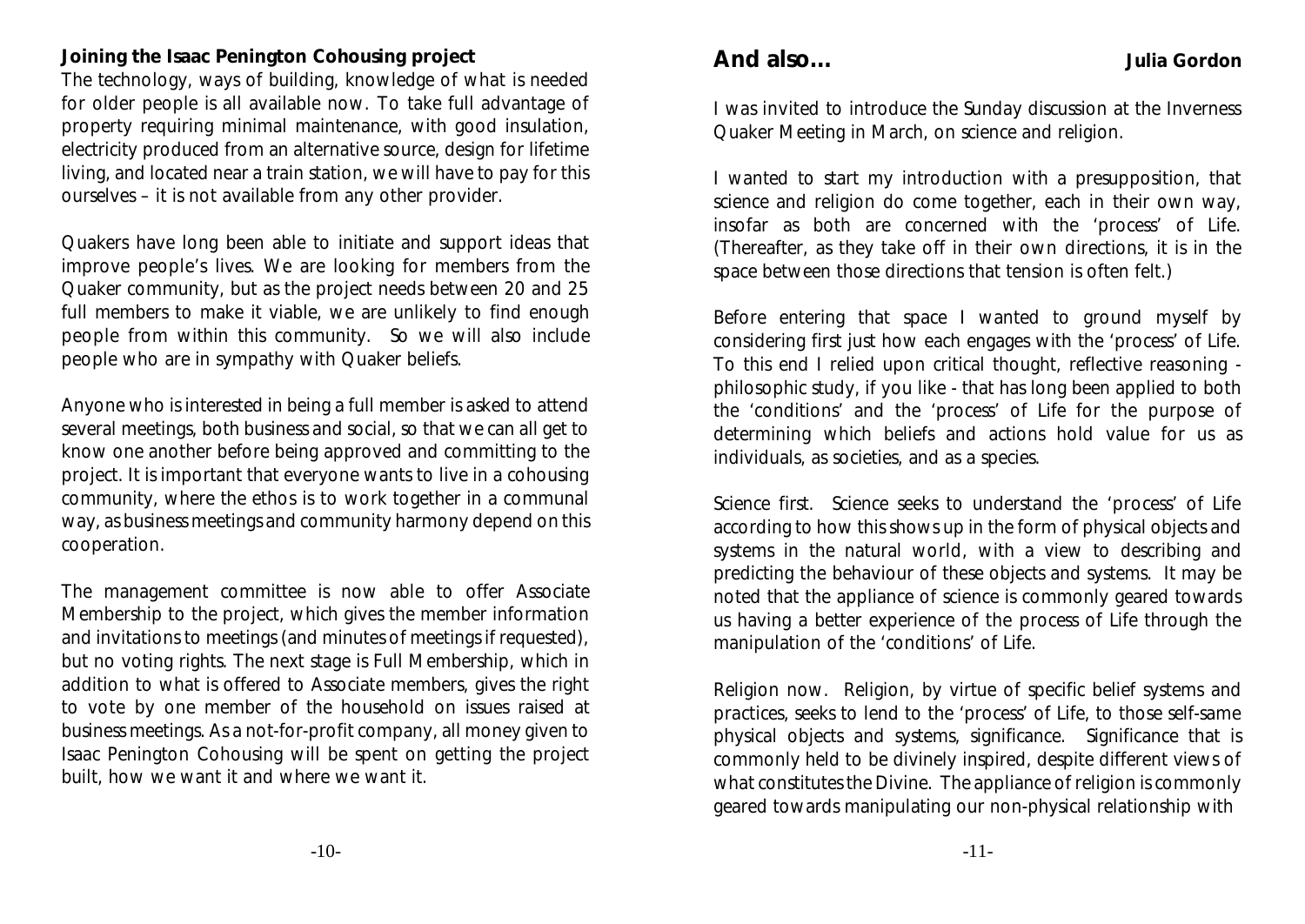### Joining the Isaac Penington Cohousing project

The technology, ways of building, knowledge of what is needed for older people is all available now. To take full advantage of property requiring minimal maintenance, with good insulation, electricity produced from an alternative source, design for lifetime living, and located near a train station, we will have to pay for this ourselves – it is not available from any other provider.

Quakers have long been able to initiate and support ideas that improve people's lives. We are looking for members from the Quaker community, but as the project needs between 20 and 25 full members to make it viable, we are unlikely to find enough people from within this community. So we will also include people who are in sympathy with Quaker beliefs.

Anyone who is interested in being a full member is asked to attend several meetings, both business and social, so that we can all get to know one another before being approved and committing to the project. It is important that everyone wants to live in a cohousing community, where the ethos is to work together in a communal way, as business meetings and community harmony depend on this cooperation.

The management committee is now able to offer Associate Membership to the project, which gives the member information and invitations to meetings (and minutes of meetings if requested), but no voting rights. The next stage is Full Membership, which in addition to what is offered to Associate members, gives the right to vote by one member of the household on issues raised at business meetings. As a not-for-profit company, all money given to Isaac Penington Cohousing will be spent on getting the project built, how we want it and where we want it.

## And also...

**Julia Gordon**

I was invited to introduce the Sunday discussion at the Inverness Quaker Meeting in March, on science and religion.

I wanted to start my introduction with a presupposition, that science and religion do come together, each in their own way, insofar as both are concerned with the 'process' of Life. (Thereafter, as they take off in their own directions, it is in the space between those directions that tension is often felt.)

Before entering that space I wanted to ground myself by considering first just how each engages with the 'process' of Life. To this end I relied upon critical thought, reflective reasoning - philosophic study, if you like - that has long been applied to both the 'conditions' and the 'process' of Life for the purpose of determining which beliefs and actions hold value for us as individuals, as societies, and as a species.

Science first. Science seeks to understand the 'process' of Life according to how this shows up in the form of physical objects and systems in the natural world, with a view to describing and predicting the behaviour of these objects and systems. It may be noted that the appliance of science is commonly geared towards us having a better experience of the process of Life through the manipulation of the 'conditions' of Life.

Religion now. Religion, by virtue of specific belief systems and practices, seeks to lend to the 'process' of Life, to those self-same physical objects and systems, significance. Significance that is commonly held to be divinely inspired, despite different views of what constitutes the Divine. The appliance of religion is commonly geared towards manipulating our non-physical relationship with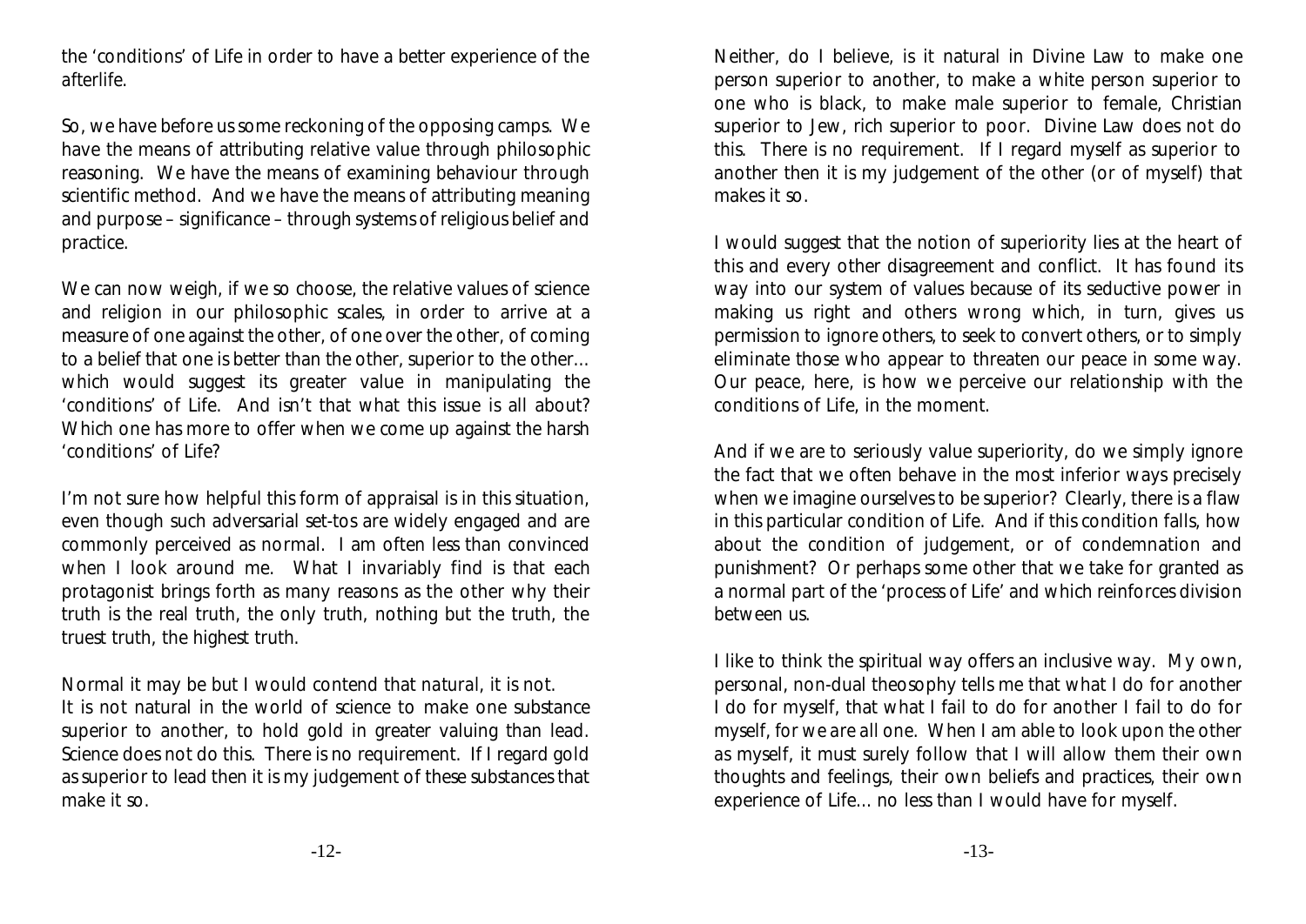the 'conditions' of Life in order to have a better experience of the afterlife.

So, we have before us some reckoning of the opposing camps. We have the means of attributing relative value through philosophic reasoning. We have the means of examining behaviour through scientific method. And we have the means of attributing meaning and purpose – significance – through systems of religious belief and practice.

We can now weigh, if we so choose, the relative values of science and religion in our philosophic scales, in order to arrive at a measure of one against the other, of one over the other, of coming to a belief that one is better than the other, superior to the other… which would suggest its greater value in manipulating the 'conditions' of Life. And isn't that what this issue is all about? Which one has more to offer when we come up against the harsh 'conditions' of Life?

I'm not sure how helpful this form of appraisal is in this situation, even though such adversarial set-tos are widely engaged and are commonly perceived as normal. I am often less than convinced when I look around me. What I invariably find is that each protagonist brings forth as many reasons as the other why their truth is the real truth, the only truth, nothing but the truth, the truest truth, the highest truth.

Normal it may be but I would contend that natural, it is not.
It is not natural in the world of science to make one substance superior to another, to hold gold in greater valuing than lead. Science does not do this. There is no requirement. If I regard gold as superior to lead then it is my judgement of these substances that make it so.

Neither, do I believe, is it natural in Divine Law to make one person superior to another, to make a white person superior to one who is black, to make male superior to female, Christian superior to Jew, rich superior to poor. Divine Law does not do this. There is no requirement. If I regard myself as superior to another then it is my judgement of the other (or of myself) that makes it so.

I would suggest that the notion of superiority lies at the heart of this and every other disagreement and conflict. It has found its way into our system of values because of its seductive power in making us right and others wrong which, in turn, gives us permission to ignore others, to seek to convert others, or to simply eliminate those who appear to threaten our peace in some way. Our peace, here, is how we perceive our relationship with the conditions of Life, in the moment.

And if we are to seriously value superiority, do we simply ignore the fact that we often behave in the most inferior ways precisely when we imagine ourselves to be superior? Clearly, there is a flaw in this particular condition of Life. And if this condition falls, how about the condition of judgement, or of condemnation and punishment? Or perhaps some other that we take for granted as a normal part of the 'process of Life' and which reinforces division between us.

I like to think the spiritual way offers an inclusive way. My own, personal, non-dual theosophy tells me that what I do for another I do for myself, that what I fail to do for another I fail to do for myself, for we are all one. When I am able to look upon the other as myself, it must surely follow that I will allow them their own thoughts and feelings, their own beliefs and practices, their own experience of Life… no less than I would have for myself.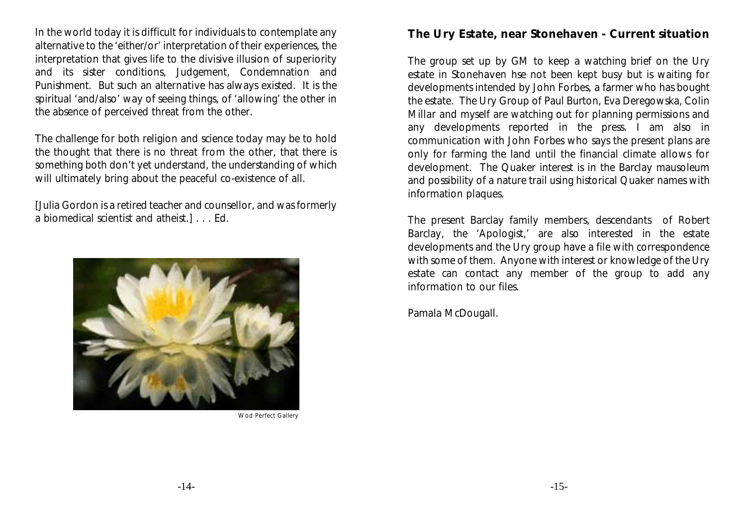In the world today it is difficult for individuals to contemplate any alternative to the 'either/or' interpretation of their experiences, the interpretation that gives life to the divisive illusion of superiority and its sister conditions, Judgement, Condemnation and Punishment. But such an alternative has always existed. It is the spiritual 'and/also' way of seeing things, of 'allowing' the other in the absence of perceived threat from the other.

The challenge for both religion and science today may be to hold the thought that there is no threat from the other, that there is something both don't yet understand, the understanding of which will ultimately bring about the peaceful co-existence of all.

[Julia Gordon is a retired teacher and counsellor, and was formerly a biomedical scientist and atheist.] . . . Ed.

Wod Perfect Gallery

## The Ury Estate, near Stonehaven - Current situation

The group set up by GM to keep a watching brief on the Ury estate in Stonehaven hse not been kept busy but is waiting for developments intended by John Forbes, a farmer who has bought the estate. The Ury Group of Paul Burton, Eva Deregowska, Colin Millar and myself are watching out for planning permissions and any developments reported in the press. I am also in communication with John Forbes who says the present plans are only for farming the land until the financial climate allows for development. The Quaker interest is in the Barclay mausoleum and possibility of a nature trail using historical Quaker names with information plaques.

The present Barclay family members, descendants of Robert Barclay, the 'Apologist,' are also interested in the estate developments and the Ury group have a file with correspondence with some of them. Anyone with interest or knowledge of the Ury estate can contact any member of the group to add any information to our files.

Pamala McDougall.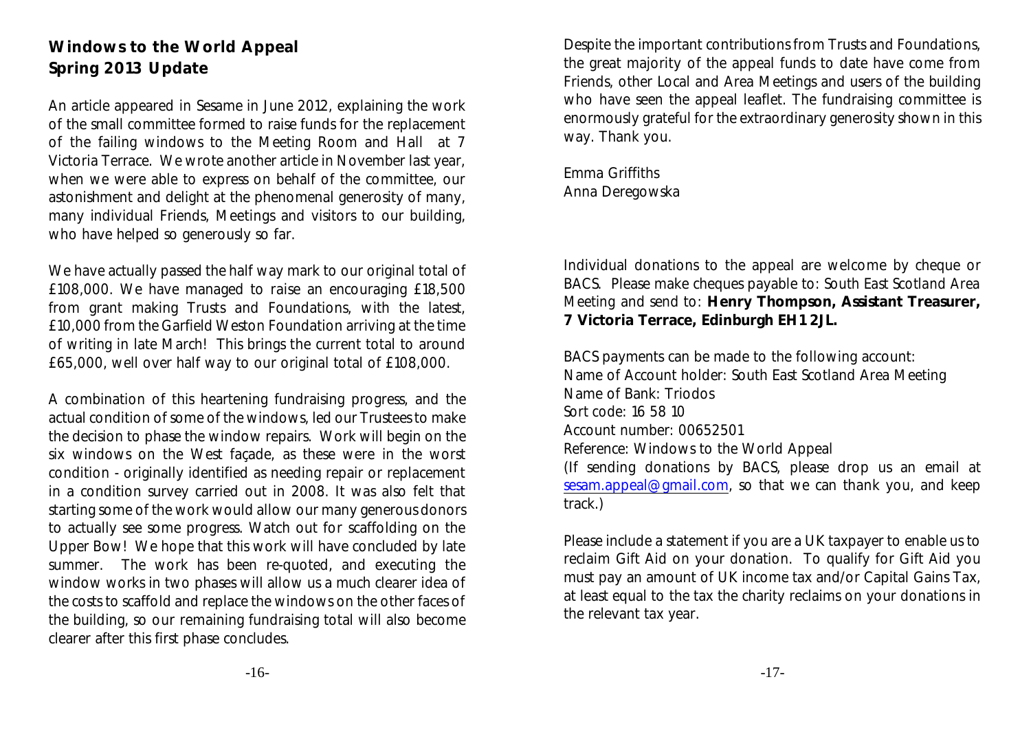## Windows to the World Appeal
## Spring 2013 Update

An article appeared in Sesame in June 2012, explaining the work of the small committee formed to raise funds for the replacement of the failing windows to the Meeting Room and Hall at 7 Victoria Terrace. We wrote another article in November last year, when we were able to express on behalf of the committee, our astonishment and delight at the phenomenal generosity of many, many individual Friends, Meetings and visitors to our building, who have helped so generously so far.

We have actually passed the half way mark to our original total of £108,000. We have managed to raise an encouraging £18,500 from grant making Trusts and Foundations, with the latest, £10,000 from the Garfield Weston Foundation arriving at the time of writing in late March! This brings the current total to around £65,000, well over half way to our original total of £108,000.

A combination of this heartening fundraising progress, and the actual condition of some of the windows, led our Trustees to make the decision to phase the window repairs. Work will begin on the six windows on the West façade, as these were in the worst condition - originally identified as needing repair or replacement in a condition survey carried out in 2008. It was also felt that starting some of the work would allow our many generous donors to actually see some progress. Watch out for scaffolding on the Upper Bow! We hope that this work will have concluded by late summer. The work has been re-quoted, and executing the window works in two phases will allow us a much clearer idea of the costs to scaffold and replace the windows on the other faces of the building, so our remaining fundraising total will also become clearer after this first phase concludes.

Despite the important contributions from Trusts and Foundations, the great majority of the appeal funds to date have come from Friends, other Local and Area Meetings and users of the building who have seen the appeal leaflet. The fundraising committee is enormously grateful for the extraordinary generosity shown in this way. Thank you.

Emma Griffiths
Anna Deregowska

Individual donations to the appeal are welcome by cheque or BACS. Please make cheques payable to: South East Scotland Area Meeting and send to: **Henry Thompson, Assistant Treasurer, 7 Victoria Terrace, Edinburgh EH1 2JL.**

BACS payments can be made to the following account:
Name of Account holder: South East Scotland Area Meeting
Name of Bank: Triodos
Sort code: 16 58 10
Account number: 00652501
Reference: Windows to the World Appeal
(If sending donations by BACS, please drop us an email at sesam.appeal@gmail.com, so that we can thank you, and keep track.)

Please include a statement if you are a UK taxpayer to enable us to reclaim Gift Aid on your donation. To qualify for Gift Aid you must pay an amount of UK income tax and/or Capital Gains Tax, at least equal to the tax the charity reclaims on your donations in the relevant tax year.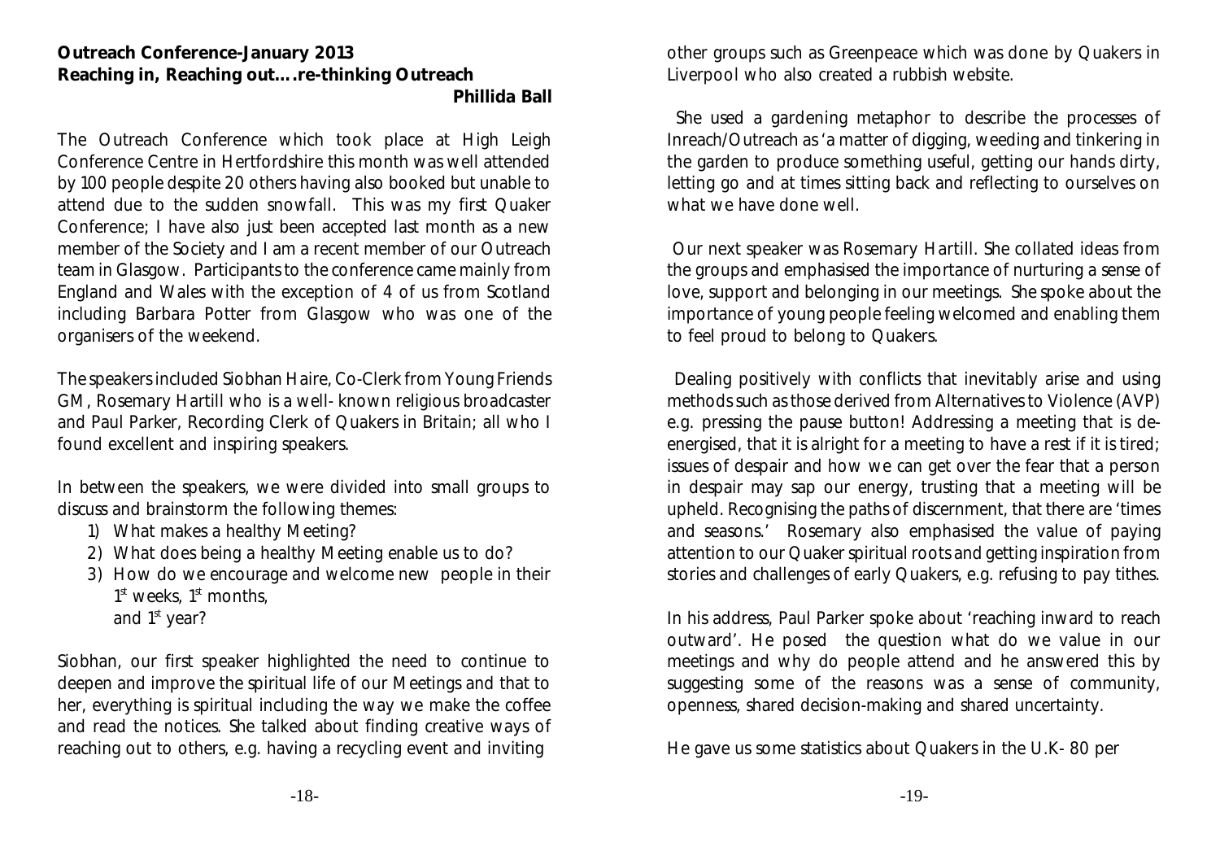**Outreach Conference-January 2013**
**Reaching in, Reaching out….re-thinking Outreach**

**Phillida Ball**

The Outreach Conference which took place at High Leigh Conference Centre in Hertfordshire this month was well attended by 100 people despite 20 others having also booked but unable to attend due to the sudden snowfall. This was my first Quaker Conference; I have also just been accepted last month as a new member of the Society and I am a recent member of our Outreach team in Glasgow. Participants to the conference came mainly from England and Wales with the exception of 4 of us from Scotland including Barbara Potter from Glasgow who was one of the organisers of the weekend.

The speakers included Siobhan Haire, Co-Clerk from Young Friends GM, Rosemary Hartill who is a well- known religious broadcaster and Paul Parker, Recording Clerk of Quakers in Britain; all who I found excellent and inspiring speakers.

In between the speakers, we were divided into small groups to discuss and brainstorm the following themes:

1) What makes a healthy Meeting?
2) What does being a healthy Meeting enable us to do?
3) How do we encourage and welcome new people in their 1st weeks, 1st months, and 1st year?

Siobhan, our first speaker highlighted the need to continue to deepen and improve the spiritual life of our Meetings and that to her, everything is spiritual including the way we make the coffee and read the notices. She talked about finding creative ways of reaching out to others, e.g. having a recycling event and inviting other groups such as Greenpeace which was done by Quakers in Liverpool who also created a rubbish website.

She used a gardening metaphor to describe the processes of Inreach/Outreach as 'a matter of digging, weeding and tinkering in the garden to produce something useful, getting our hands dirty, letting go and at times sitting back and reflecting to ourselves on what we have done well.

Our next speaker was Rosemary Hartill. She collated ideas from the groups and emphasised the importance of nurturing a sense of love, support and belonging in our meetings. She spoke about the importance of young people feeling welcomed and enabling them to feel proud to belong to Quakers.

Dealing positively with conflicts that inevitably arise and using methods such as those derived from Alternatives to Violence (AVP) e.g. pressing the pause button! Addressing a meeting that is de-energised, that it is alright for a meeting to have a rest if it is tired; issues of despair and how we can get over the fear that a person in despair may sap our energy, trusting that a meeting will be upheld. Recognising the paths of discernment, that there are 'times and seasons.' Rosemary also emphasised the value of paying attention to our Quaker spiritual roots and getting inspiration from stories and challenges of early Quakers, e.g. refusing to pay tithes.

In his address, Paul Parker spoke about 'reaching inward to reach outward'. He posed the question what do we value in our meetings and why do people attend and he answered this by suggesting some of the reasons was a sense of community, openness, shared decision-making and shared uncertainty.

He gave us some statistics about Quakers in the U.K- 80 per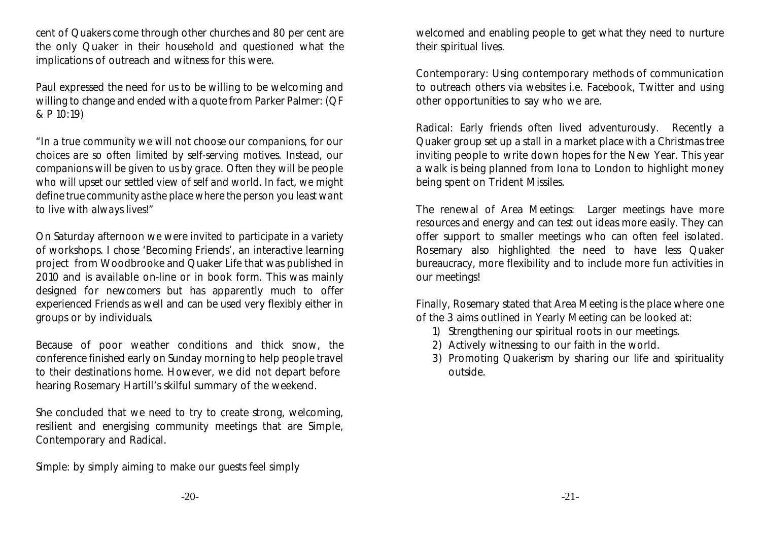cent of Quakers come through other churches and 80 per cent are the only Quaker in their household and questioned what the implications of outreach and witness for this were.

Paul expressed the need for us to be willing to be welcoming and willing to change and ended with a quote from Parker Palmer: (QF & P 10:19)

*"In a true community we will not choose our companions, for our choices are so often limited by self-serving motives. Instead, our companions will be given to us by grace. Often they will be people who will upset our settled view of self and world. In fact, we might define true community as the place where the person you least want to live with always lives!"*

On Saturday afternoon we were invited to participate in a variety of workshops. I chose 'Becoming Friends', an interactive learning project from Woodbrooke and Quaker Life that was published in 2010 and is available on-line or in book form. This was mainly designed for newcomers but has apparently much to offer experienced Friends as well and can be used very flexibly either in groups or by individuals.

Because of poor weather conditions and thick snow, the conference finished early on Sunday morning to help people travel to their destinations home. However, we did not depart before hearing Rosemary Hartill's skilful summary of the weekend.

She concluded that we need to try to create strong, welcoming, resilient and energising community meetings that are Simple, Contemporary and Radical.

Simple: by simply aiming to make our guests feel simply welcomed and enabling people to get what they need to nurture their spiritual lives.

Contemporary: Using contemporary methods of communication to outreach others via websites i.e. Facebook, Twitter and using other opportunities to say who we are.

Radical: Early friends often lived adventurously. Recently a Quaker group set up a stall in a market place with a Christmas tree inviting people to write down hopes for the New Year. This year a walk is being planned from Iona to London to highlight money being spent on Trident Missiles.

The renewal of Area Meetings: Larger meetings have more resources and energy and can test out ideas more easily. They can offer support to smaller meetings who can often feel isolated. Rosemary also highlighted the need to have less Quaker bureaucracy, more flexibility and to include more fun activities in our meetings!

Finally, Rosemary stated that Area Meeting is the place where one of the 3 aims outlined in Yearly Meeting can be looked at:

1) Strengthening our spiritual roots in our meetings.
2) Actively witnessing to our faith in the world.
3) Promoting Quakerism by sharing our life and spirituality outside.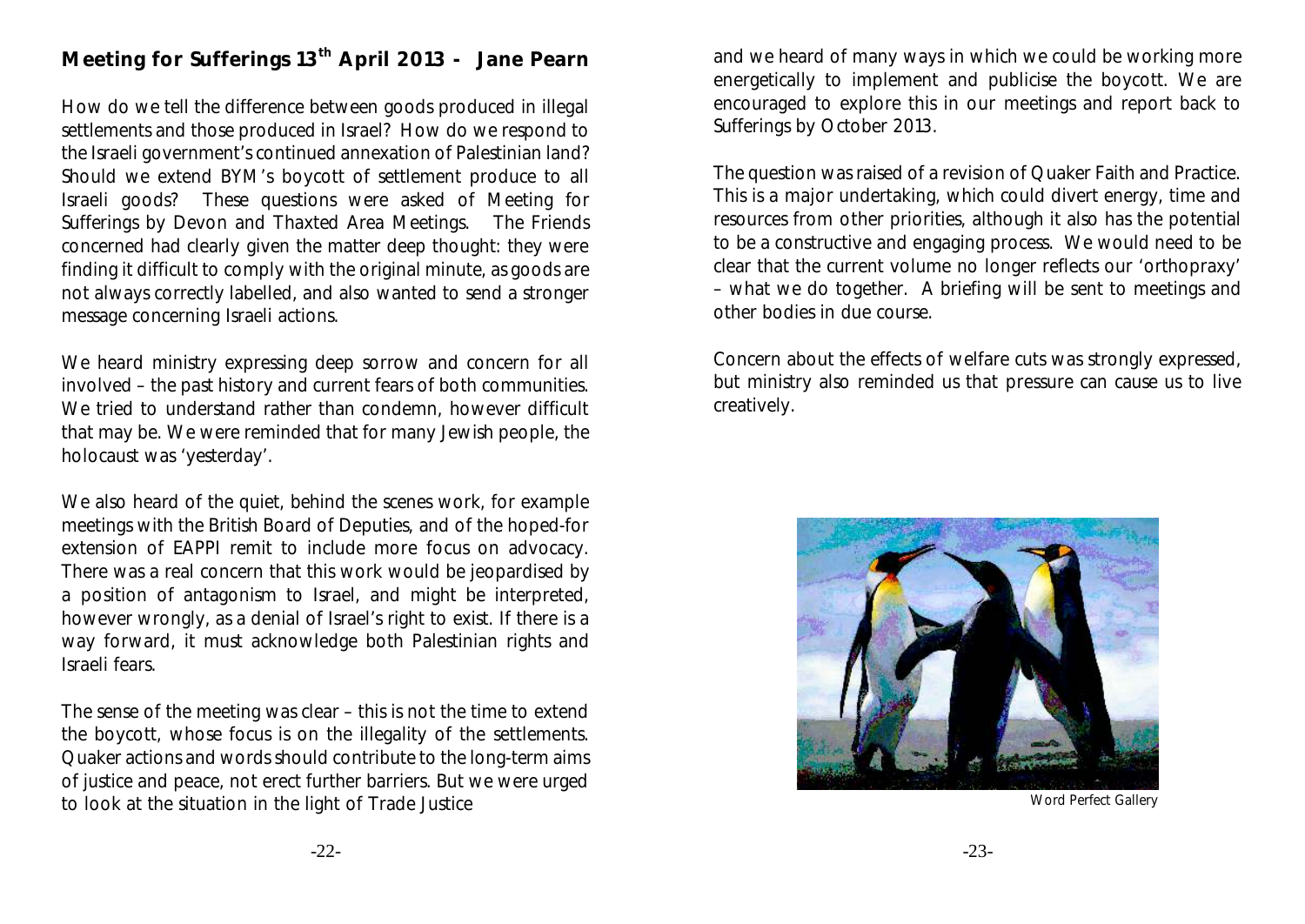## Meeting for Sufferings 13th April 2013 - Jane Pearn

How do we tell the difference between goods produced in illegal settlements and those produced in Israel? How do we respond to the Israeli government's continued annexation of Palestinian land? Should we extend BYM's boycott of settlement produce to all Israeli goods? These questions were asked of Meeting for Sufferings by Devon and Thaxted Area Meetings. The Friends concerned had clearly given the matter deep thought: they were finding it difficult to comply with the original minute, as goods are not always correctly labelled, and also wanted to send a stronger message concerning Israeli actions.

We heard ministry expressing deep sorrow and concern for all involved – the past history and current fears of both communities. We tried to understand rather than condemn, however difficult that may be. We were reminded that for many Jewish people, the holocaust was 'yesterday'.

We also heard of the quiet, behind the scenes work, for example meetings with the British Board of Deputies, and of the hoped-for extension of EAPPI remit to include more focus on advocacy. There was a real concern that this work would be jeopardised by a position of antagonism to Israel, and might be interpreted, however wrongly, as a denial of Israel's right to exist. If there is a way forward, it must acknowledge both Palestinian rights and Israeli fears.

The sense of the meeting was clear – this is not the time to extend the boycott, whose focus is on the illegality of the settlements. Quaker actions and words should contribute to the long-term aims of justice and peace, not erect further barriers. But we were urged to look at the situation in the light of Trade Justice and we heard of many ways in which we could be working more energetically to implement and publicise the boycott. We are encouraged to explore this in our meetings and report back to Sufferings by October 2013.

The question was raised of a revision of Quaker Faith and Practice. This is a major undertaking, which could divert energy, time and resources from other priorities, although it also has the potential to be a constructive and engaging process. We would need to be clear that the current volume no longer reflects our 'orthopraxy' – what we do together. A briefing will be sent to meetings and other bodies in due course.

Concern about the effects of welfare cuts was strongly expressed, but ministry also reminded us that pressure can cause us to live creatively.

Word Perfect Gallery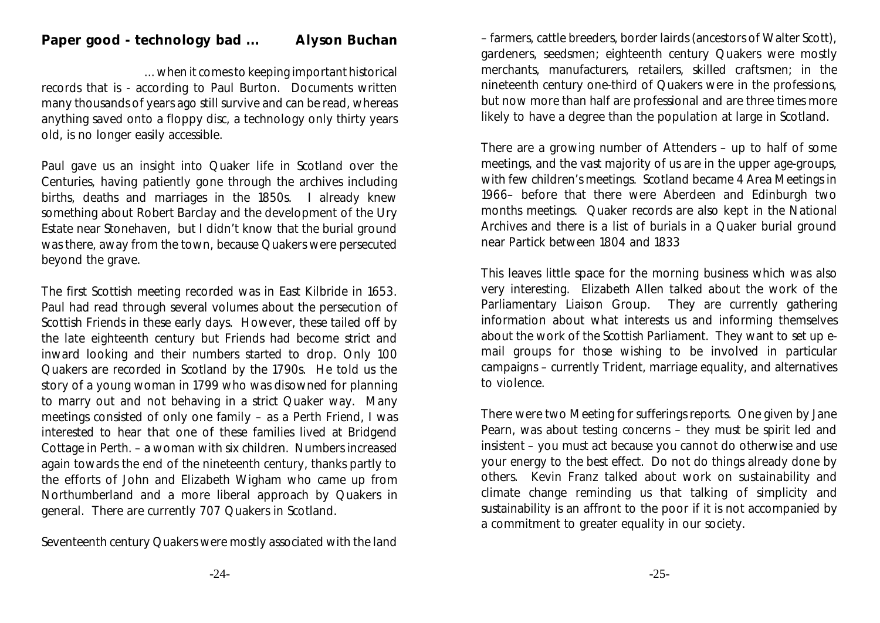## Paper good - technology bad ... Alyson Buchan

... when it comes to keeping important historical records that is - according to Paul Burton. Documents written many thousands of years ago still survive and can be read, whereas anything saved onto a floppy disc, a technology only thirty years old, is no longer easily accessible.

Paul gave us an insight into Quaker life in Scotland over the Centuries, having patiently gone through the archives including births, deaths and marriages in the 1850s. I already knew something about Robert Barclay and the development of the Ury Estate near Stonehaven, but I didn't know that the burial ground was there, away from the town, because Quakers were persecuted beyond the grave.

The first Scottish meeting recorded was in East Kilbride in 1653. Paul had read through several volumes about the persecution of Scottish Friends in these early days. However, these tailed off by the late eighteenth century but Friends had become strict and inward looking and their numbers started to drop. Only 100 Quakers are recorded in Scotland by the 1790s. He told us the story of a young woman in 1799 who was disowned for planning to marry out and not behaving in a strict Quaker way. Many meetings consisted of only one family – as a Perth Friend, I was interested to hear that one of these families lived at Bridgend Cottage in Perth. – a woman with six children. Numbers increased again towards the end of the nineteenth century, thanks partly to the efforts of John and Elizabeth Wigham who came up from Northumberland and a more liberal approach by Quakers in general. There are currently 707 Quakers in Scotland.

Seventeenth century Quakers were mostly associated with the land – farmers, cattle breeders, border lairds (ancestors of Walter Scott), gardeners, seedsmen; eighteenth century Quakers were mostly merchants, manufacturers, retailers, skilled craftsmen; in the nineteenth century one-third of Quakers were in the professions, but now more than half are professional and are three times more likely to have a degree than the population at large in Scotland.

There are a growing number of Attenders – up to half of some meetings, and the vast majority of us are in the upper age-groups, with few children's meetings. Scotland became 4 Area Meetings in 1966– before that there were Aberdeen and Edinburgh two months meetings. Quaker records are also kept in the National Archives and there is a list of burials in a Quaker burial ground near Partick between 1804 and 1833

This leaves little space for the morning business which was also very interesting. Elizabeth Allen talked about the work of the Parliamentary Liaison Group. They are currently gathering information about what interests us and informing themselves about the work of the Scottish Parliament. They want to set up e-mail groups for those wishing to be involved in particular campaigns – currently Trident, marriage equality, and alternatives to violence.

There were two Meeting for sufferings reports. One given by Jane Pearn, was about testing concerns – they must be spirit led and insistent – you must act because you cannot do otherwise and use your energy to the best effect. Do not do things already done by others. Kevin Franz talked about work on sustainability and climate change reminding us that talking of simplicity and sustainability is an affront to the poor if it is not accompanied by a commitment to greater equality in our society.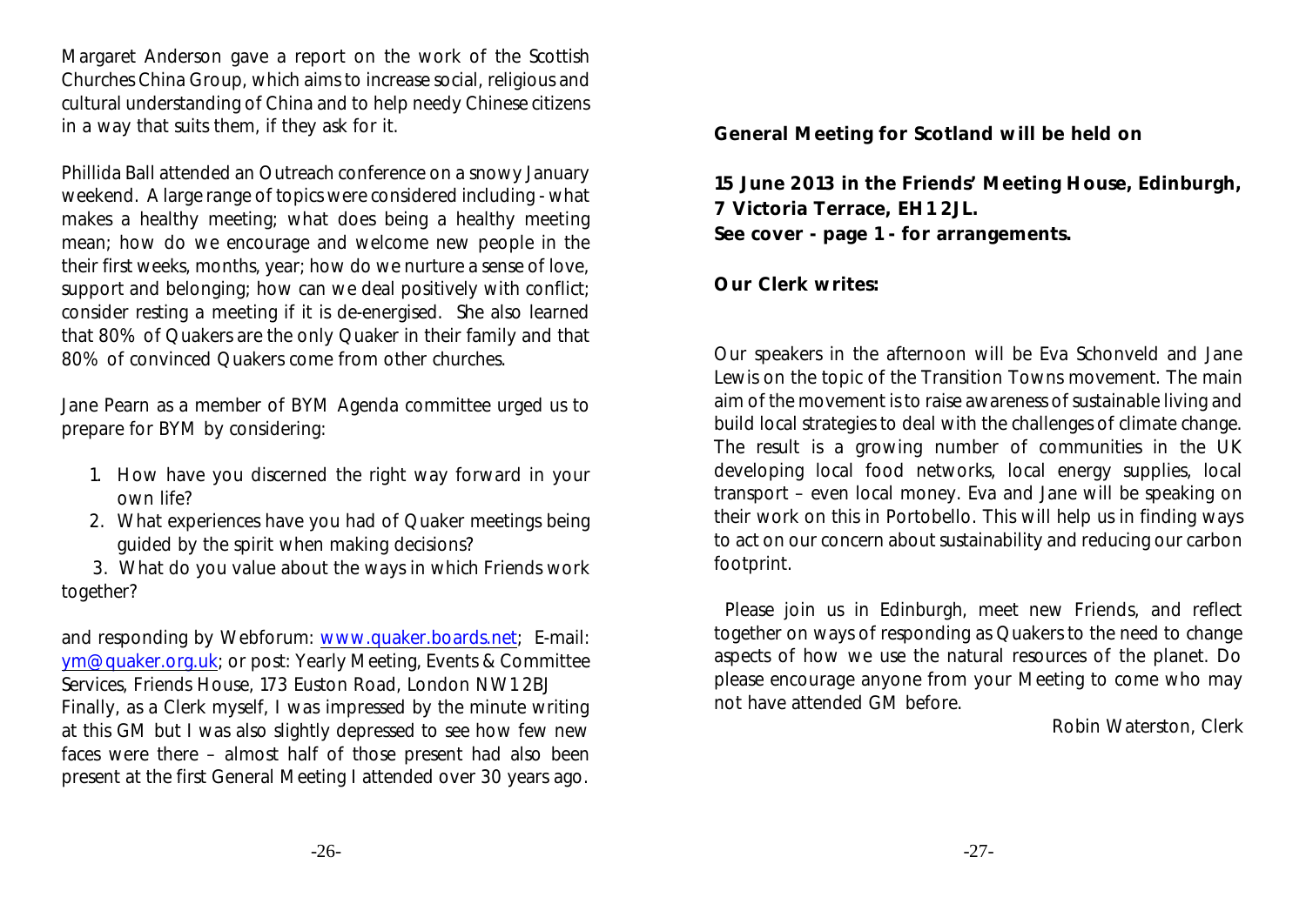Margaret Anderson gave a report on the work of the Scottish Churches China Group, which aims to increase social, religious and cultural understanding of China and to help needy Chinese citizens in a way that suits them, if they ask for it.

Phillida Ball attended an Outreach conference on a snowy January weekend. A large range of topics were considered including - what makes a healthy meeting; what does being a healthy meeting mean; how do we encourage and welcome new people in the their first weeks, months, year; how do we nurture a sense of love, support and belonging; how can we deal positively with conflict; consider resting a meeting if it is de-energised. She also learned that 80% of Quakers are the only Quaker in their family and that 80% of convinced Quakers come from other churches.

Jane Pearn as a member of BYM Agenda committee urged us to prepare for BYM by considering:

1. How have you discerned the right way forward in your own life?
2. What experiences have you had of Quaker meetings being guided by the spirit when making decisions?
3. What do you value about the ways in which Friends work together?

and responding by Webforum: www.quaker.boards.net; E-mail: ym@quaker.org.uk; or post: Yearly Meeting, Events & Committee Services, Friends House, 173 Euston Road, London NW1 2BJ

Finally, as a Clerk myself, I was impressed by the minute writing at this GM but I was also slightly depressed to see how few new faces were there – almost half of those present had also been present at the first General Meeting I attended over 30 years ago.

**General Meeting for Scotland will be held on**

**15 June 2013 in the Friends' Meeting House, Edinburgh, 7 Victoria Terrace, EH1 2JL.**
**See cover - page 1 - for arrangements.**

**Our Clerk writes:**

Our speakers in the afternoon will be Eva Schonveld and Jane Lewis on the topic of the Transition Towns movement. The main aim of the movement is to raise awareness of sustainable living and build local strategies to deal with the challenges of climate change. The result is a growing number of communities in the UK developing local food networks, local energy supplies, local transport – even local money. Eva and Jane will be speaking on their work on this in Portobello. This will help us in finding ways to act on our concern about sustainability and reducing our carbon footprint.

Please join us in Edinburgh, meet new Friends, and reflect together on ways of responding as Quakers to the need to change aspects of how we use the natural resources of the planet. Do please encourage anyone from your Meeting to come who may not have attended GM before.

Robin Waterston, Clerk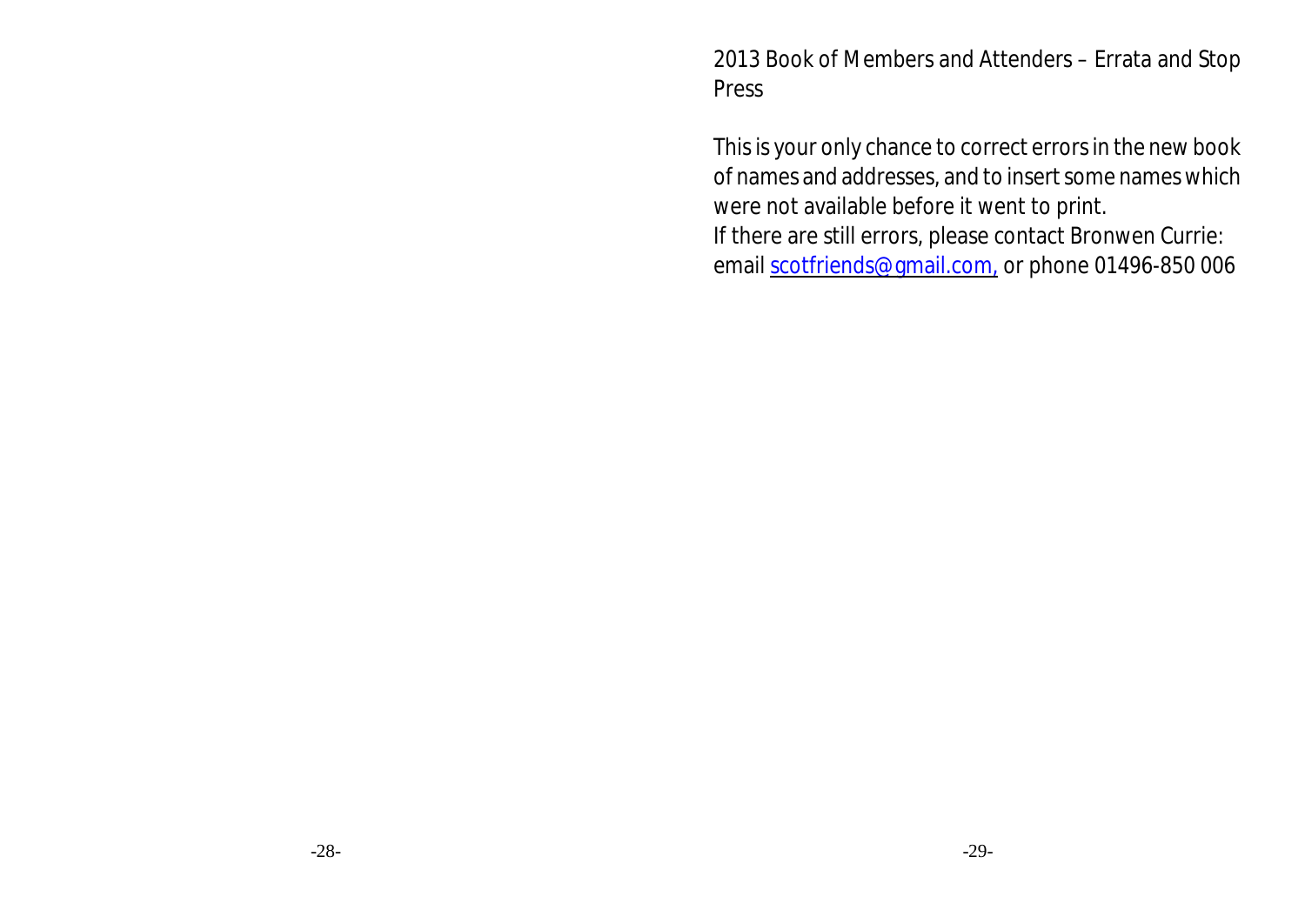# 2013 Book of Members and Attenders – Errata and Stop Press

This is your only chance to correct errors in the new book of names and addresses, and to insert some names which were not available before it went to print.

If there are still errors, please contact Bronwen Currie: email scotfriends@gmail.com, or phone 01496-850 006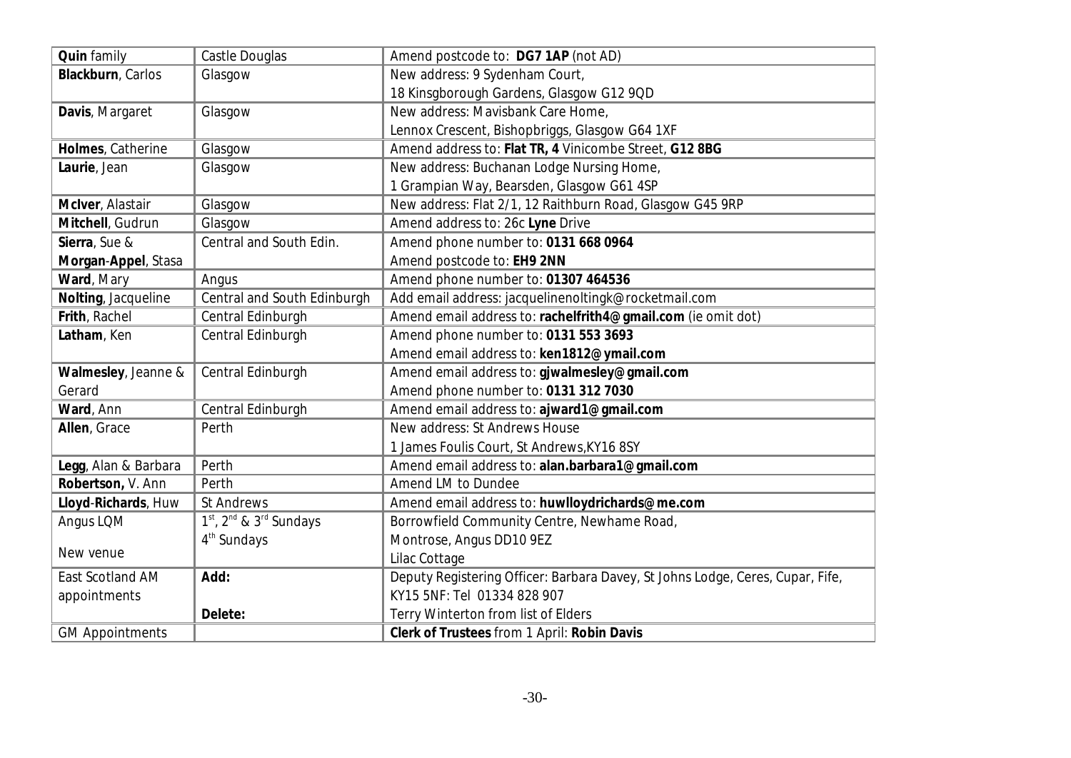| | | |
|---|---|---|
| **Quin** family | Castle Douglas | Amend postcode to: **DG7 1AP** (not AD) |
| **Blackburn**, Carlos | Glasgow | New address: 9 Sydenham Court,<br>18 Kinsgborough Gardens, Glasgow G12 9QD |
| **Davis**, Margaret | Glasgow | New address: Mavisbank Care Home,<br>Lennox Crescent, Bishopbriggs, Glasgow G64 1XF |
| **Holmes**, Catherine | Glasgow | Amend address to: **Flat TR, 4** Vinicombe Street, **G12 8BG** |
| **Laurie**, Jean | Glasgow | New address: Buchanan Lodge Nursing Home,<br>1 Grampian Way, Bearsden, Glasgow G61 4SP |
| **McIver**, Alastair | Glasgow | New address: Flat 2/1, 12 Raithburn Road, Glasgow G45 9RP |
| **Mitchell**, Gudrun | Glasgow | Amend address to: 26c **Lyne** Drive |
| **Sierra**, Sue &<br>**Morgan-Appel**, Stasa | Central and South Edin. | Amend phone number to: **0131 668 0964**<br>Amend postcode to: **EH9 2NN** |
| **Ward**, Mary | Angus | Amend phone number to: **01307 464536** |
| **Nolting**, Jacqueline | Central and South Edinburgh | Add email address: jacquelinenoltingk@rocketmail.com |
| **Frith**, Rachel | Central Edinburgh | Amend email address to: **rachelfrith4@gmail.com** (ie omit dot) |
| **Latham**, Ken | Central Edinburgh | Amend phone number to: **0131 553 3693**<br>Amend email address to: **ken1812@ymail.com** |
| **Walmesley**, Jeanne &<br>Gerard | Central Edinburgh | Amend email address to: **gjwalmesley@gmail.com**<br>Amend phone number to: **0131 312 7030** |
| **Ward**, Ann | Central Edinburgh | Amend email address to: **ajward1@gmail.com** |
| **Allen**, Grace | Perth | New address: St Andrews House<br>1 James Foulis Court, St Andrews,KY16 8SY |
| **Legg**, Alan & Barbara | Perth | Amend email address to: **alan.barbara1@gmail.com** |
| **Robertson,** V. Ann | Perth | Amend LM to Dundee |
| **Lloyd-Richards**, Huw | St Andrews | Amend email address to: **huwlloydrichards@me.com** |
| Angus LQM<br><br>New venue | 1st, 2nd & 3rd Sundays<br>4th Sundays | Borrowfield Community Centre, Newhame Road,<br>Montrose, Angus DD10 9EZ<br>Lilac Cottage |
| East Scotland AM<br>appointments | **Add:**<br><br>**Delete:** | Deputy Registering Officer: Barbara Davey, St Johns Lodge, Ceres, Cupar, Fife,<br>KY15 5NF: Tel 01334 828 907<br>Terry Winterton from list of Elders |
| GM Appointments | | **Clerk of Trustees** from 1 April: **Robin Davis** |